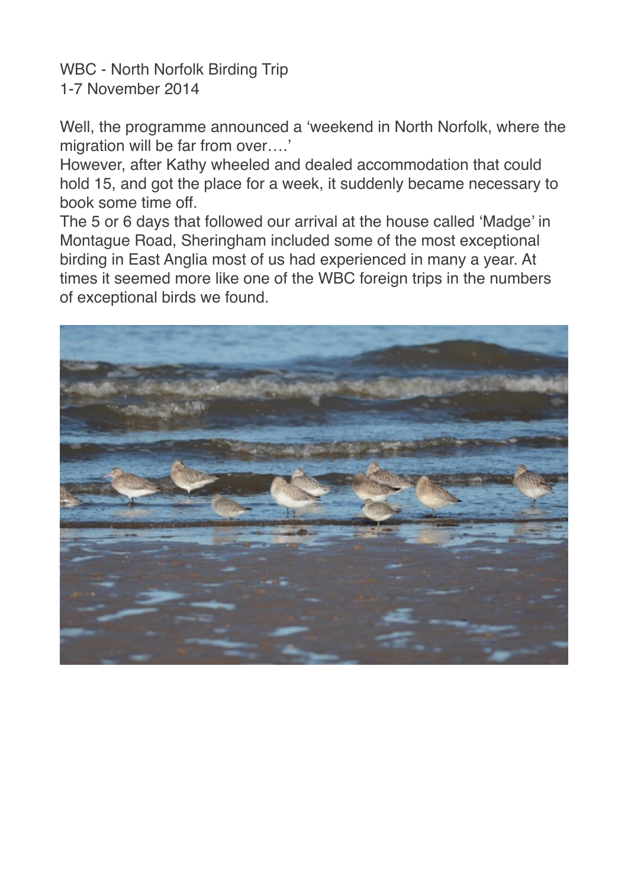WBC - North Norfolk Birding Trip
1-7 November 2014

Well, the programme announced a 'weekend in North Norfolk, where the migration will be far from over….'
However, after Kathy wheeled and dealed accommodation that could hold 15, and got the place for a week, it suddenly became necessary to book some time off.
The 5 or 6 days that followed our arrival at the house called 'Madge' in Montague Road, Sheringham included some of the most exceptional birding in East Anglia most of us had experienced in many a year. At times it seemed more like one of the WBC foreign trips in the numbers of exceptional birds we found.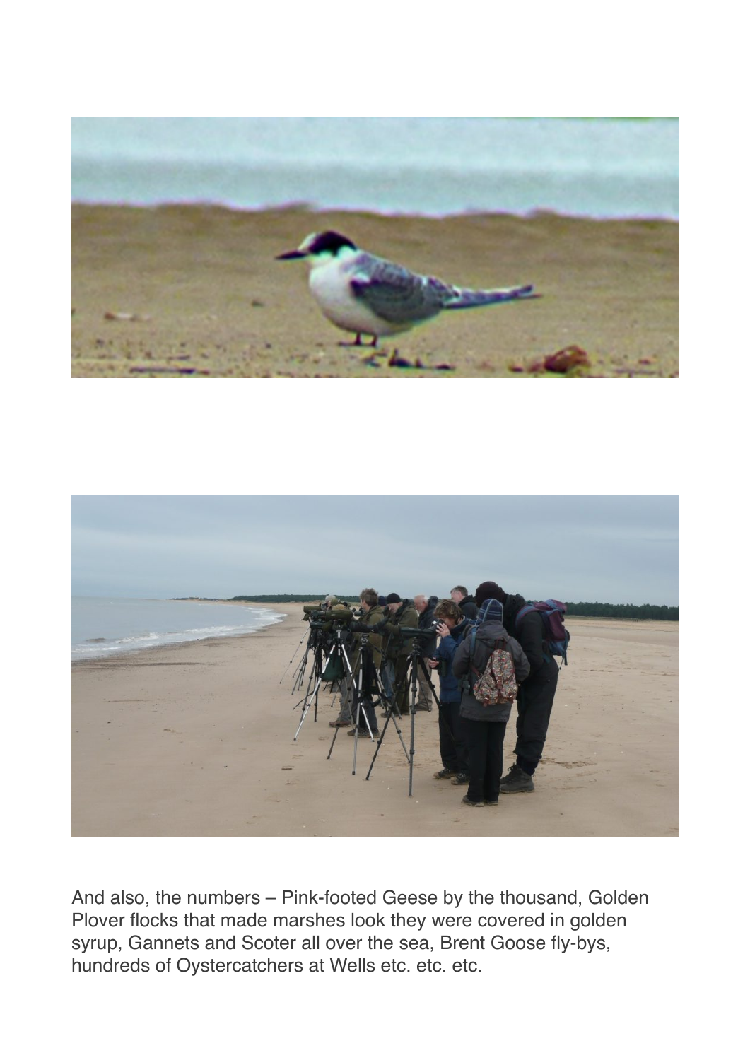And also, the numbers – Pink-footed Geese by the thousand, Golden Plover flocks that made marshes look they were covered in golden syrup, Gannets and Scoter all over the sea, Brent Goose fly-bys, hundreds of Oystercatchers at Wells etc. etc. etc.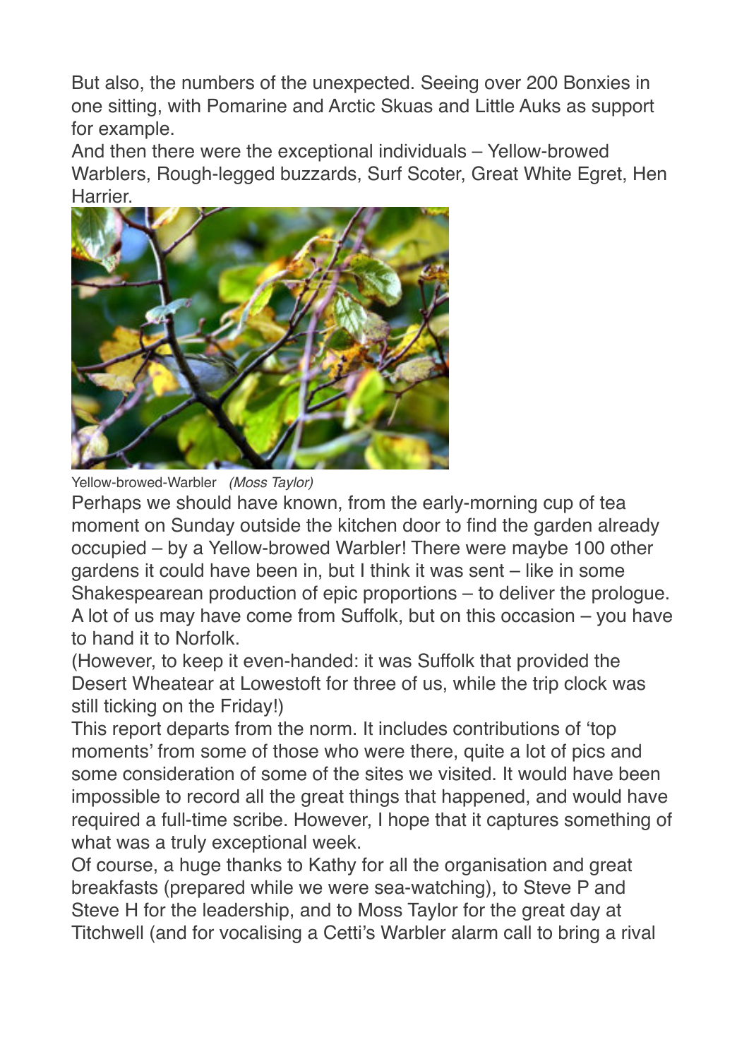But also, the numbers of the unexpected. Seeing over 200 Bonxies in one sitting, with Pomarine and Arctic Skuas and Little Auks as support for example.

And then there were the exceptional individuals – Yellow-browed Warblers, Rough-legged buzzards, Surf Scoter, Great White Egret, Hen Harrier.

Yellow-browed-Warbler *(Moss Taylor)*

Perhaps we should have known, from the early-morning cup of tea moment on Sunday outside the kitchen door to find the garden already occupied – by a Yellow-browed Warbler! There were maybe 100 other gardens it could have been in, but I think it was sent – like in some Shakespearean production of epic proportions – to deliver the prologue. A lot of us may have come from Suffolk, but on this occasion – you have to hand it to Norfolk.

(However, to keep it even-handed: it was Suffolk that provided the Desert Wheatear at Lowestoft for three of us, while the trip clock was still ticking on the Friday!)

This report departs from the norm. It includes contributions of 'top moments' from some of those who were there, quite a lot of pics and some consideration of some of the sites we visited. It would have been impossible to record all the great things that happened, and would have required a full-time scribe. However, I hope that it captures something of what was a truly exceptional week.

Of course, a huge thanks to Kathy for all the organisation and great breakfasts (prepared while we were sea-watching), to Steve P and Steve H for the leadership, and to Moss Taylor for the great day at Titchwell (and for vocalising a Cetti's Warbler alarm call to bring a rival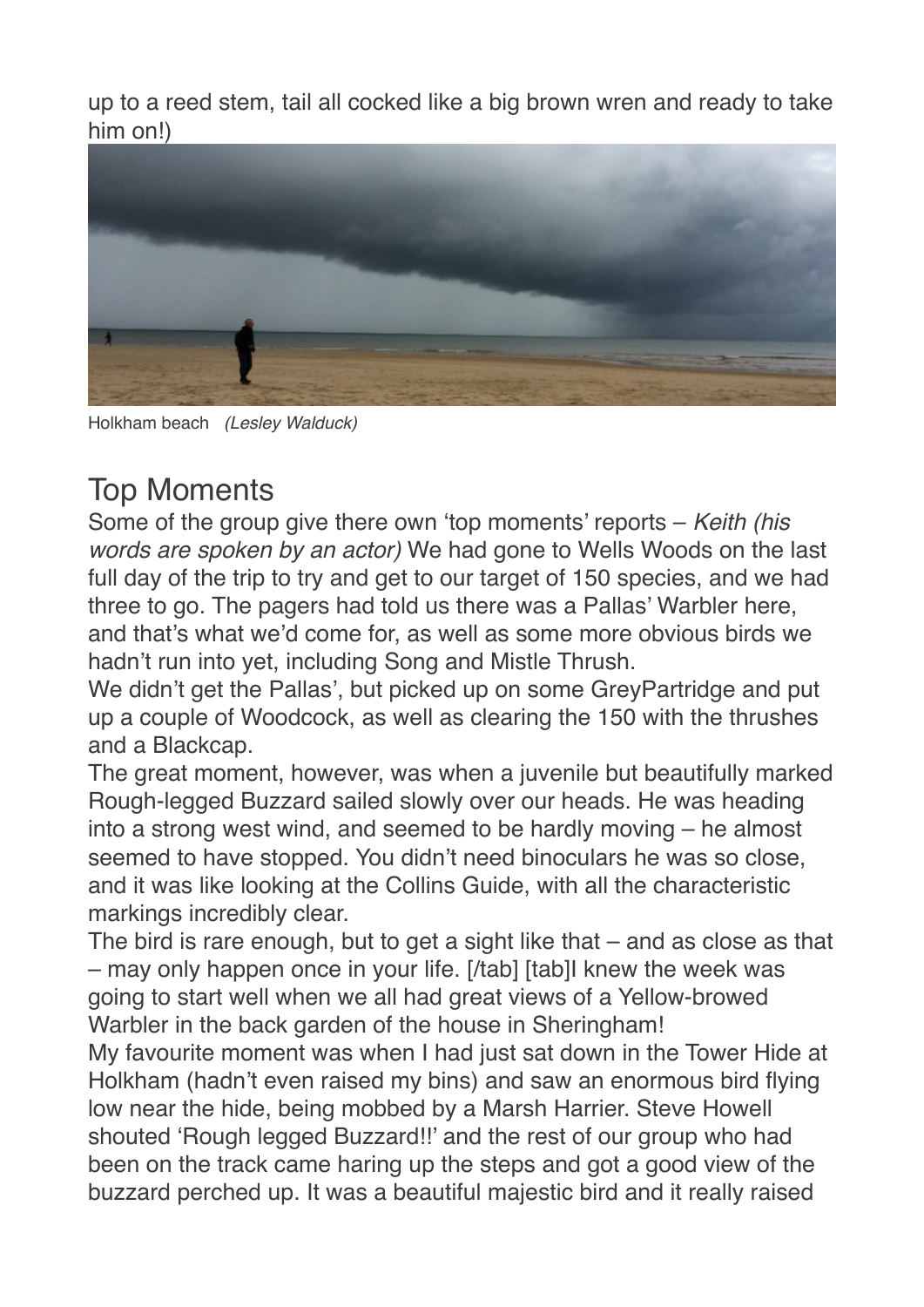up to a reed stem, tail all cocked like a big brown wren and ready to take him on!)

Holkham beach *(Lesley Walduck)*

## Top Moments

Some of the group give there own 'top moments' reports – *Keith (his words are spoken by an actor)* We had gone to Wells Woods on the last full day of the trip to try and get to our target of 150 species, and we had three to go. The pagers had told us there was a Pallas' Warbler here, and that's what we'd come for, as well as some more obvious birds we hadn't run into yet, including Song and Mistle Thrush.

We didn't get the Pallas', but picked up on some GreyPartridge and put up a couple of Woodcock, as well as clearing the 150 with the thrushes and a Blackcap.

The great moment, however, was when a juvenile but beautifully marked Rough-legged Buzzard sailed slowly over our heads. He was heading into a strong west wind, and seemed to be hardly moving – he almost seemed to have stopped. You didn't need binoculars he was so close, and it was like looking at the Collins Guide, with all the characteristic markings incredibly clear.

The bird is rare enough, but to get a sight like that – and as close as that – may only happen once in your life. [/tab] [tab]I knew the week was going to start well when we all had great views of a Yellow-browed Warbler in the back garden of the house in Sheringham!

My favourite moment was when I had just sat down in the Tower Hide at Holkham (hadn't even raised my bins) and saw an enormous bird flying low near the hide, being mobbed by a Marsh Harrier. Steve Howell shouted 'Rough legged Buzzard!!' and the rest of our group who had been on the track came haring up the steps and got a good view of the buzzard perched up. It was a beautiful majestic bird and it really raised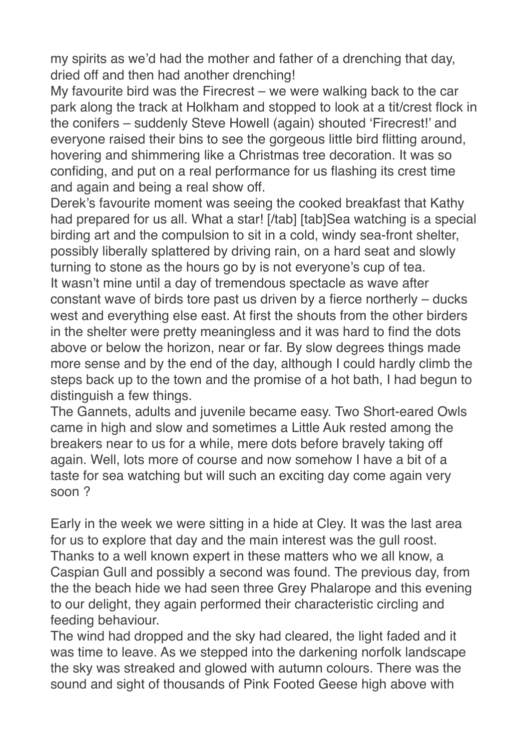my spirits as we'd had the mother and father of a drenching that day, dried off and then had another drenching!

My favourite bird was the Firecrest – we were walking back to the car park along the track at Holkham and stopped to look at a tit/crest flock in the conifers – suddenly Steve Howell (again) shouted 'Firecrest!' and everyone raised their bins to see the gorgeous little bird flitting around, hovering and shimmering like a Christmas tree decoration. It was so confiding, and put on a real performance for us flashing its crest time and again and being a real show off.

Derek's favourite moment was seeing the cooked breakfast that Kathy had prepared for us all. What a star! [/tab] [tab]Sea watching is a special birding art and the compulsion to sit in a cold, windy sea-front shelter, possibly liberally splattered by driving rain, on a hard seat and slowly turning to stone as the hours go by is not everyone's cup of tea.

It wasn't mine until a day of tremendous spectacle as wave after constant wave of birds tore past us driven by a fierce northerly – ducks west and everything else east. At first the shouts from the other birders in the shelter were pretty meaningless and it was hard to find the dots above or below the horizon, near or far. By slow degrees things made more sense and by the end of the day, although I could hardly climb the steps back up to the town and the promise of a hot bath, I had begun to distinguish a few things.

The Gannets, adults and juvenile became easy. Two Short-eared Owls came in high and slow and sometimes a Little Auk rested among the breakers near to us for a while, mere dots before bravely taking off again. Well, lots more of course and now somehow I have a bit of a taste for sea watching but will such an exciting day come again very soon ?

Early in the week we were sitting in a hide at Cley. It was the last area for us to explore that day and the main interest was the gull roost. Thanks to a well known expert in these matters who we all know, a Caspian Gull and possibly a second was found. The previous day, from the the beach hide we had seen three Grey Phalarope and this evening to our delight, they again performed their characteristic circling and feeding behaviour.

The wind had dropped and the sky had cleared, the light faded and it was time to leave. As we stepped into the darkening norfolk landscape the sky was streaked and glowed with autumn colours. There was the sound and sight of thousands of Pink Footed Geese high above with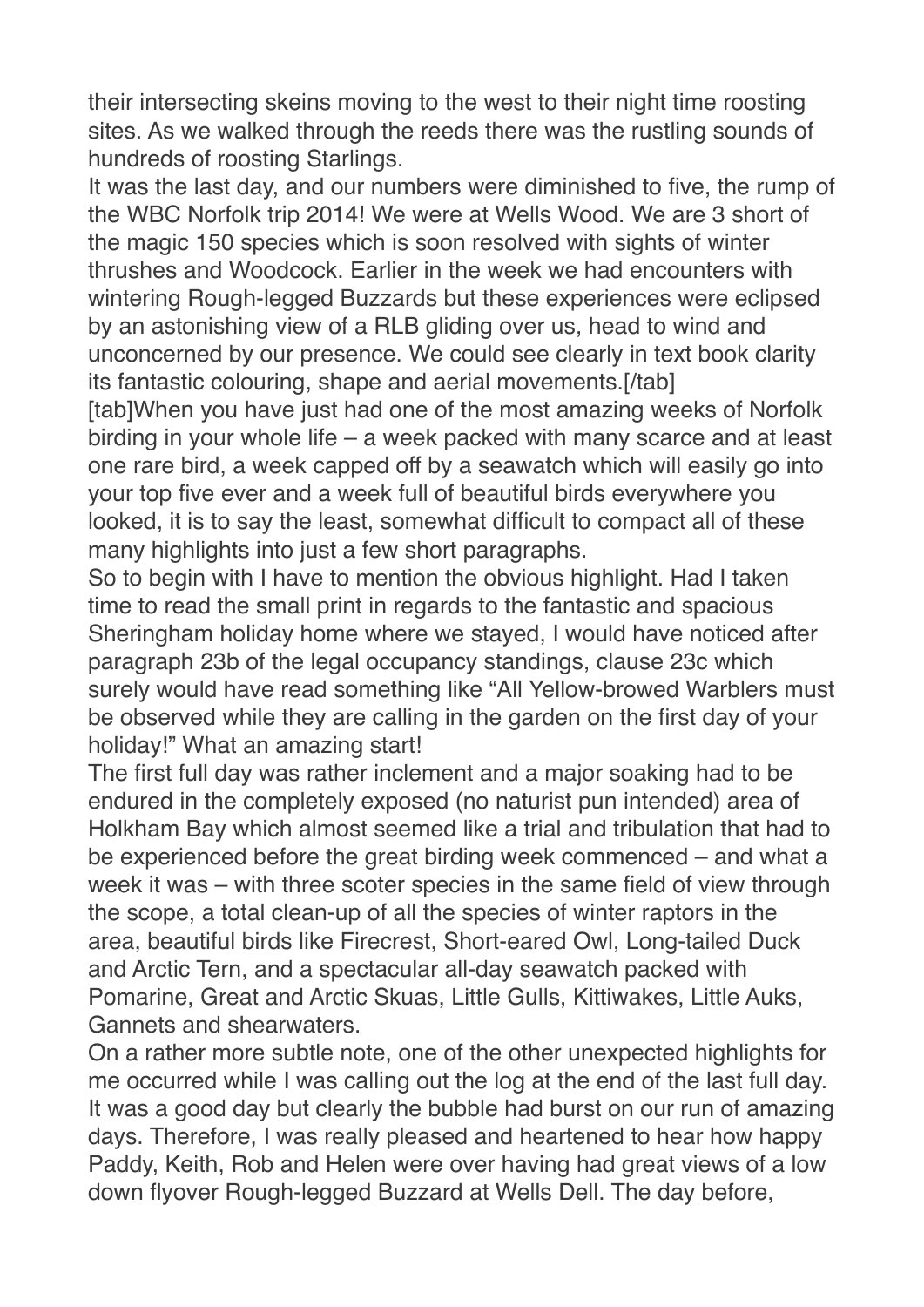their intersecting skeins moving to the west to their night time roosting sites. As we walked through the reeds there was the rustling sounds of hundreds of roosting Starlings.

It was the last day, and our numbers were diminished to five, the rump of the WBC Norfolk trip 2014! We were at Wells Wood. We are 3 short of the magic 150 species which is soon resolved with sights of winter thrushes and Woodcock. Earlier in the week we had encounters with wintering Rough-legged Buzzards but these experiences were eclipsed by an astonishing view of a RLB gliding over us, head to wind and unconcerned by our presence. We could see clearly in text book clarity its fantastic colouring, shape and aerial movements.[/tab]

[tab]When you have just had one of the most amazing weeks of Norfolk birding in your whole life – a week packed with many scarce and at least one rare bird, a week capped off by a seawatch which will easily go into your top five ever and a week full of beautiful birds everywhere you looked, it is to say the least, somewhat difficult to compact all of these many highlights into just a few short paragraphs.

So to begin with I have to mention the obvious highlight. Had I taken time to read the small print in regards to the fantastic and spacious Sheringham holiday home where we stayed, I would have noticed after paragraph 23b of the legal occupancy standings, clause 23c which surely would have read something like "All Yellow-browed Warblers must be observed while they are calling in the garden on the first day of your holiday!" What an amazing start!

The first full day was rather inclement and a major soaking had to be endured in the completely exposed (no naturist pun intended) area of Holkham Bay which almost seemed like a trial and tribulation that had to be experienced before the great birding week commenced – and what a week it was – with three scoter species in the same field of view through the scope, a total clean-up of all the species of winter raptors in the area, beautiful birds like Firecrest, Short-eared Owl, Long-tailed Duck and Arctic Tern, and a spectacular all-day seawatch packed with Pomarine, Great and Arctic Skuas, Little Gulls, Kittiwakes, Little Auks, Gannets and shearwaters.

On a rather more subtle note, one of the other unexpected highlights for me occurred while I was calling out the log at the end of the last full day. It was a good day but clearly the bubble had burst on our run of amazing days. Therefore, I was really pleased and heartened to hear how happy Paddy, Keith, Rob and Helen were over having had great views of a low down flyover Rough-legged Buzzard at Wells Dell. The day before,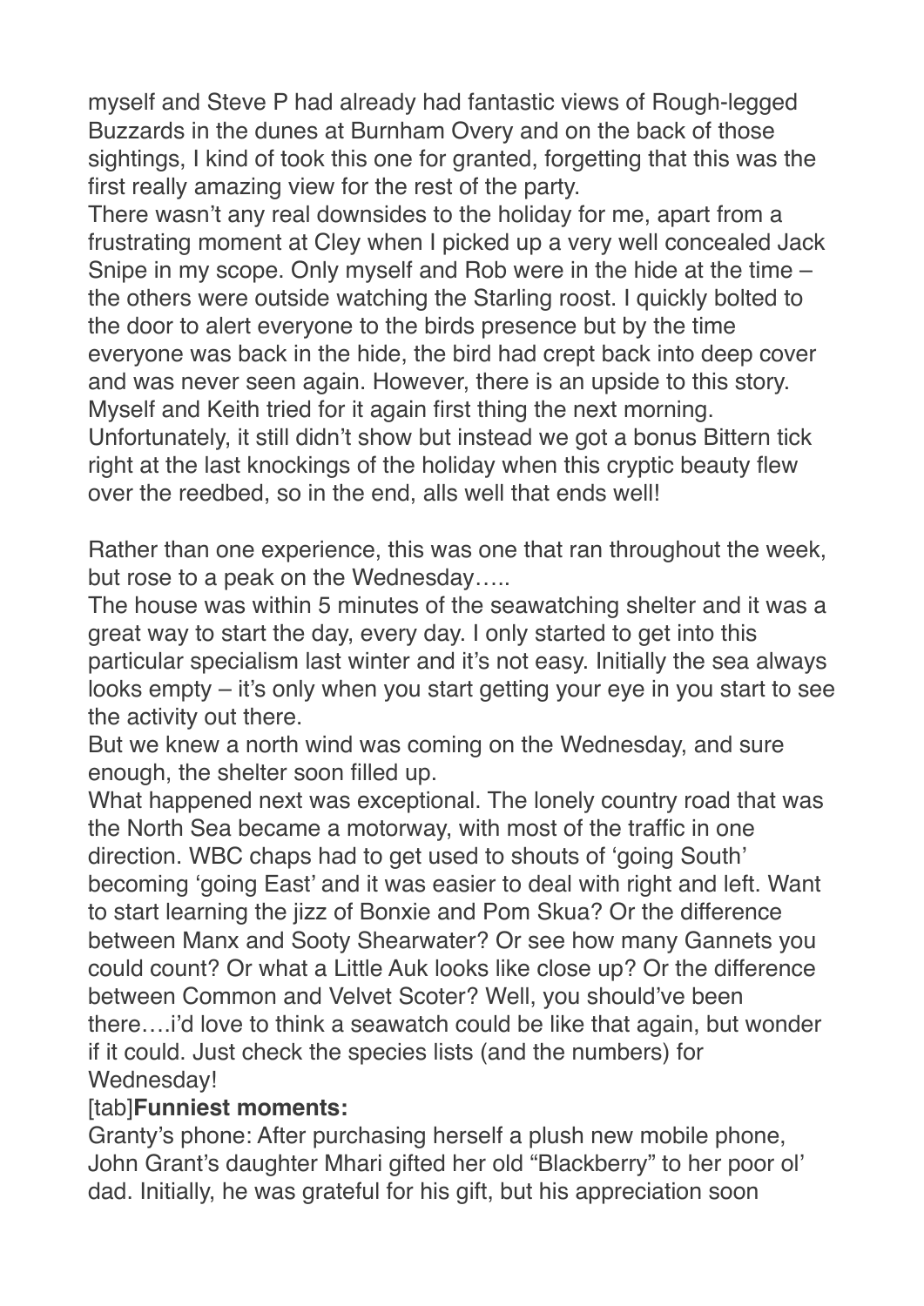myself and Steve P had already had fantastic views of Rough-legged Buzzards in the dunes at Burnham Overy and on the back of those sightings, I kind of took this one for granted, forgetting that this was the first really amazing view for the rest of the party.
There wasn't any real downsides to the holiday for me, apart from a frustrating moment at Cley when I picked up a very well concealed Jack Snipe in my scope. Only myself and Rob were in the hide at the time – the others were outside watching the Starling roost. I quickly bolted to the door to alert everyone to the birds presence but by the time everyone was back in the hide, the bird had crept back into deep cover and was never seen again. However, there is an upside to this story. Myself and Keith tried for it again first thing the next morning. Unfortunately, it still didn't show but instead we got a bonus Bittern tick right at the last knockings of the holiday when this cryptic beauty flew over the reedbed, so in the end, alls well that ends well!

Rather than one experience, this was one that ran throughout the week, but rose to a peak on the Wednesday…..
The house was within 5 minutes of the seawatching shelter and it was a great way to start the day, every day. I only started to get into this particular specialism last winter and it's not easy. Initially the sea always looks empty – it's only when you start getting your eye in you start to see the activity out there.
But we knew a north wind was coming on the Wednesday, and sure enough, the shelter soon filled up.
What happened next was exceptional. The lonely country road that was the North Sea became a motorway, with most of the traffic in one direction. WBC chaps had to get used to shouts of 'going South' becoming 'going East' and it was easier to deal with right and left. Want to start learning the jizz of Bonxie and Pom Skua? Or the difference between Manx and Sooty Shearwater? Or see how many Gannets you could count? Or what a Little Auk looks like close up? Or the difference between Common and Velvet Scoter? Well, you should've been there….i'd love to think a seawatch could be like that again, but wonder if it could. Just check the species lists (and the numbers) for Wednesday!
[tab]**Funniest moments:**
Granty's phone: After purchasing herself a plush new mobile phone, John Grant's daughter Mhari gifted her old "Blackberry" to her poor ol' dad. Initially, he was grateful for his gift, but his appreciation soon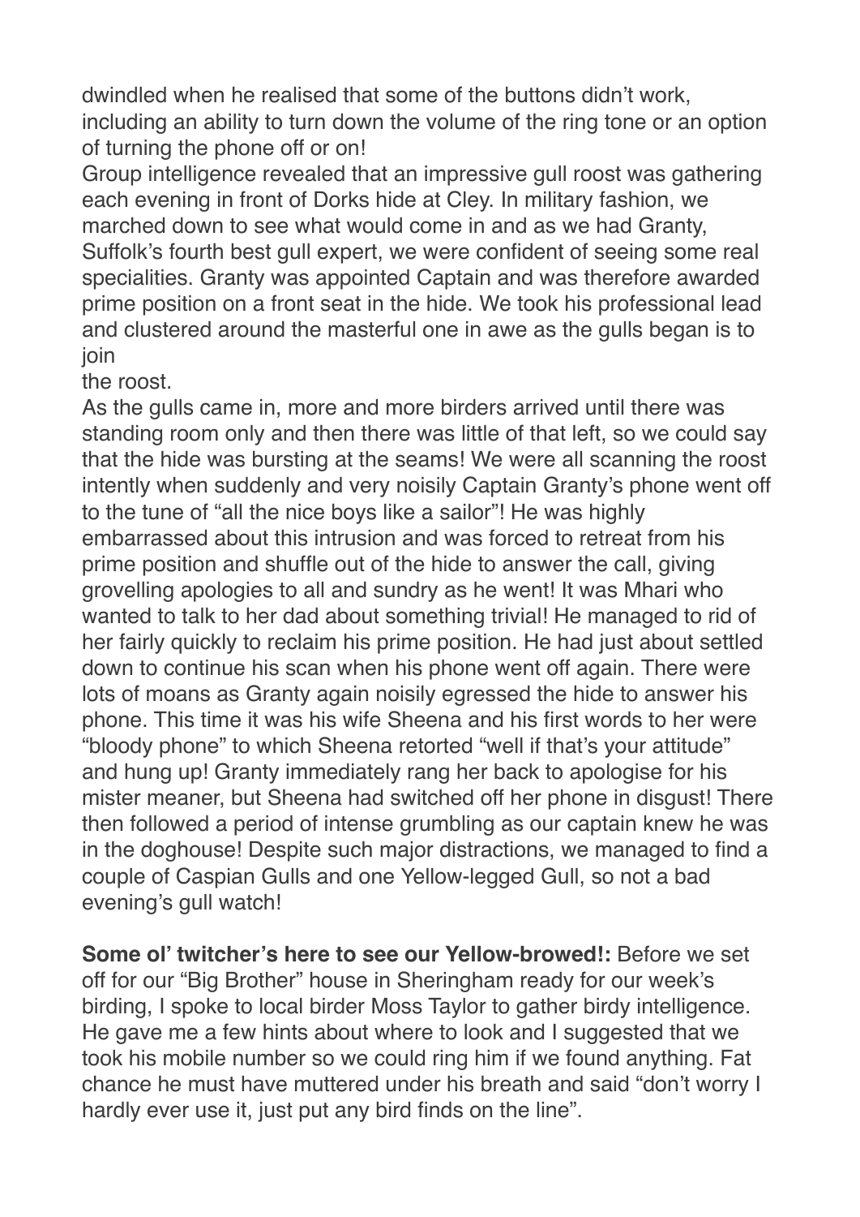dwindled when he realised that some of the buttons didn't work, including an ability to turn down the volume of the ring tone or an option of turning the phone off or on!

Group intelligence revealed that an impressive gull roost was gathering each evening in front of Dorks hide at Cley. In military fashion, we marched down to see what would come in and as we had Granty, Suffolk's fourth best gull expert, we were confident of seeing some real specialities. Granty was appointed Captain and was therefore awarded prime position on a front seat in the hide. We took his professional lead and clustered around the masterful one in awe as the gulls began is to join the roost.

As the gulls came in, more and more birders arrived until there was standing room only and then there was little of that left, so we could say that the hide was bursting at the seams! We were all scanning the roost intently when suddenly and very noisily Captain Granty's phone went off to the tune of "all the nice boys like a sailor"! He was highly embarrassed about this intrusion and was forced to retreat from his prime position and shuffle out of the hide to answer the call, giving grovelling apologies to all and sundry as he went! It was Mhari who wanted to talk to her dad about something trivial! He managed to rid of her fairly quickly to reclaim his prime position. He had just about settled down to continue his scan when his phone went off again. There were lots of moans as Granty again noisily egressed the hide to answer his phone. This time it was his wife Sheena and his first words to her were "bloody phone" to which Sheena retorted "well if that's your attitude" and hung up! Granty immediately rang her back to apologise for his mister meaner, but Sheena had switched off her phone in disgust! There then followed a period of intense grumbling as our captain knew he was in the doghouse! Despite such major distractions, we managed to find a couple of Caspian Gulls and one Yellow-legged Gull, so not a bad evening's gull watch!

**Some ol' twitcher's here to see our Yellow-browed!:** Before we set off for our "Big Brother" house in Sheringham ready for our week's birding, I spoke to local birder Moss Taylor to gather birdy intelligence. He gave me a few hints about where to look and I suggested that we took his mobile number so we could ring him if we found anything. Fat chance he must have muttered under his breath and said "don't worry I hardly ever use it, just put any bird finds on the line".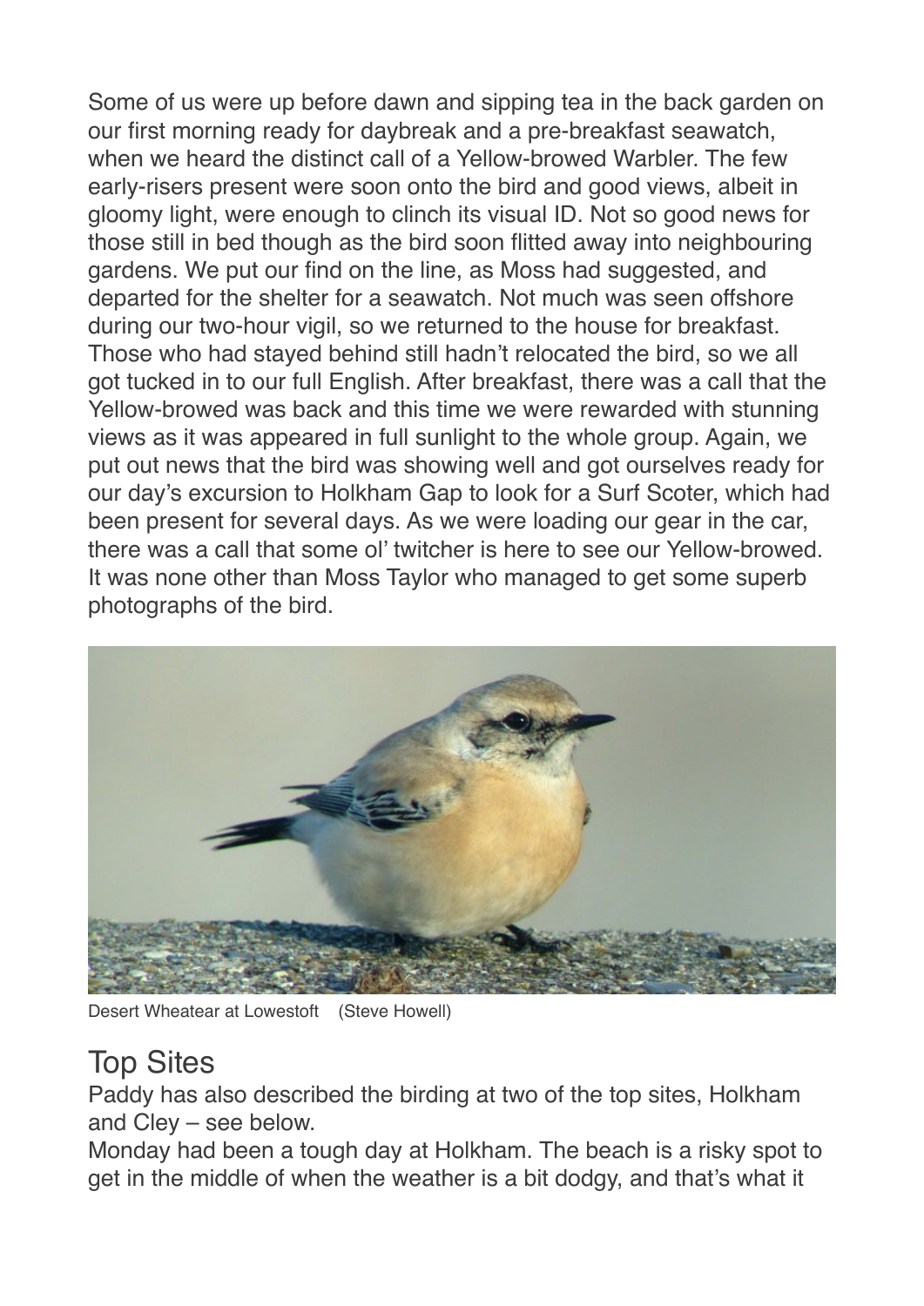Some of us were up before dawn and sipping tea in the back garden on our first morning ready for daybreak and a pre-breakfast seawatch, when we heard the distinct call of a Yellow-browed Warbler. The few early-risers present were soon onto the bird and good views, albeit in gloomy light, were enough to clinch its visual ID. Not so good news for those still in bed though as the bird soon flitted away into neighbouring gardens. We put our find on the line, as Moss had suggested, and departed for the shelter for a seawatch. Not much was seen offshore during our two-hour vigil, so we returned to the house for breakfast. Those who had stayed behind still hadn't relocated the bird, so we all got tucked in to our full English. After breakfast, there was a call that the Yellow-browed was back and this time we were rewarded with stunning views as it was appeared in full sunlight to the whole group. Again, we put out news that the bird was showing well and got ourselves ready for our day's excursion to Holkham Gap to look for a Surf Scoter, which had been present for several days. As we were loading our gear in the car, there was a call that some ol' twitcher is here to see our Yellow-browed. It was none other than Moss Taylor who managed to get some superb photographs of the bird.

Desert Wheatear at Lowestoft (Steve Howell)

## Top Sites

Paddy has also described the birding at two of the top sites, Holkham and Cley – see below.

Monday had been a tough day at Holkham. The beach is a risky spot to get in the middle of when the weather is a bit dodgy, and that's what it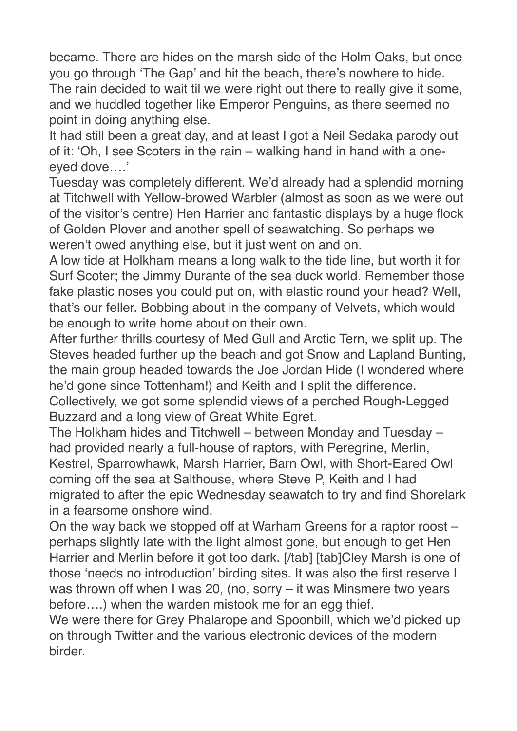became. There are hides on the marsh side of the Holm Oaks, but once you go through 'The Gap' and hit the beach, there's nowhere to hide. The rain decided to wait til we were right out there to really give it some, and we huddled together like Emperor Penguins, as there seemed no point in doing anything else.

It had still been a great day, and at least I got a Neil Sedaka parody out of it: 'Oh, I see Scoters in the rain – walking hand in hand with a one-eyed dove….'

Tuesday was completely different. We'd already had a splendid morning at Titchwell with Yellow-browed Warbler (almost as soon as we were out of the visitor's centre) Hen Harrier and fantastic displays by a huge flock of Golden Plover and another spell of seawatching. So perhaps we weren't owed anything else, but it just went on and on.

A low tide at Holkham means a long walk to the tide line, but worth it for Surf Scoter; the Jimmy Durante of the sea duck world. Remember those fake plastic noses you could put on, with elastic round your head? Well, that's our feller. Bobbing about in the company of Velvets, which would be enough to write home about on their own.

After further thrills courtesy of Med Gull and Arctic Tern, we split up. The Steves headed further up the beach and got Snow and Lapland Bunting, the main group headed towards the Joe Jordan Hide (I wondered where he'd gone since Tottenham!) and Keith and I split the difference. Collectively, we got some splendid views of a perched Rough-Legged Buzzard and a long view of Great White Egret.

The Holkham hides and Titchwell – between Monday and Tuesday – had provided nearly a full-house of raptors, with Peregrine, Merlin, Kestrel, Sparrowhawk, Marsh Harrier, Barn Owl, with Short-Eared Owl coming off the sea at Salthouse, where Steve P, Keith and I had migrated to after the epic Wednesday seawatch to try and find Shorelark in a fearsome onshore wind.

On the way back we stopped off at Warham Greens for a raptor roost – perhaps slightly late with the light almost gone, but enough to get Hen Harrier and Merlin before it got too dark. [/tab] [tab]Cley Marsh is one of those 'needs no introduction' birding sites. It was also the first reserve I was thrown off when I was 20, (no, sorry – it was Minsmere two years before….) when the warden mistook me for an egg thief.

We were there for Grey Phalarope and Spoonbill, which we'd picked up on through Twitter and the various electronic devices of the modern birder.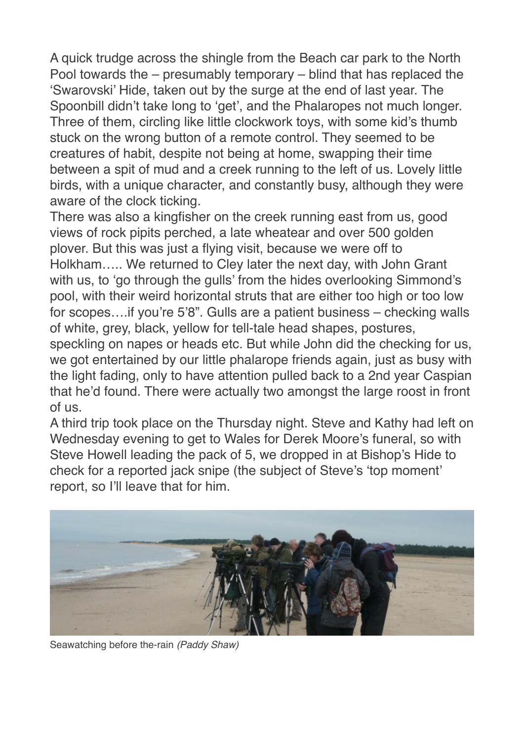A quick trudge across the shingle from the Beach car park to the North Pool towards the – presumably temporary – blind that has replaced the 'Swarovski' Hide, taken out by the surge at the end of last year. The Spoonbill didn't take long to 'get', and the Phalaropes not much longer. Three of them, circling like little clockwork toys, with some kid's thumb stuck on the wrong button of a remote control. They seemed to be creatures of habit, despite not being at home, swapping their time between a spit of mud and a creek running to the left of us. Lovely little birds, with a unique character, and constantly busy, although they were aware of the clock ticking.

There was also a kingfisher on the creek running east from us, good views of rock pipits perched, a late wheatear and over 500 golden plover. But this was just a flying visit, because we were off to Holkham….. We returned to Cley later the next day, with John Grant with us, to 'go through the gulls' from the hides overlooking Simmond's pool, with their weird horizontal struts that are either too high or too low for scopes….if you're 5'8". Gulls are a patient business – checking walls of white, grey, black, yellow for tell-tale head shapes, postures, speckling on napes or heads etc. But while John did the checking for us, we got entertained by our little phalarope friends again, just as busy with the light fading, only to have attention pulled back to a 2nd year Caspian that he'd found. There were actually two amongst the large roost in front of us.

A third trip took place on the Thursday night. Steve and Kathy had left on Wednesday evening to get to Wales for Derek Moore's funeral, so with Steve Howell leading the pack of 5, we dropped in at Bishop's Hide to check for a reported jack snipe (the subject of Steve's 'top moment' report, so I'll leave that for him.

Seawatching before the-rain *(Paddy Shaw)*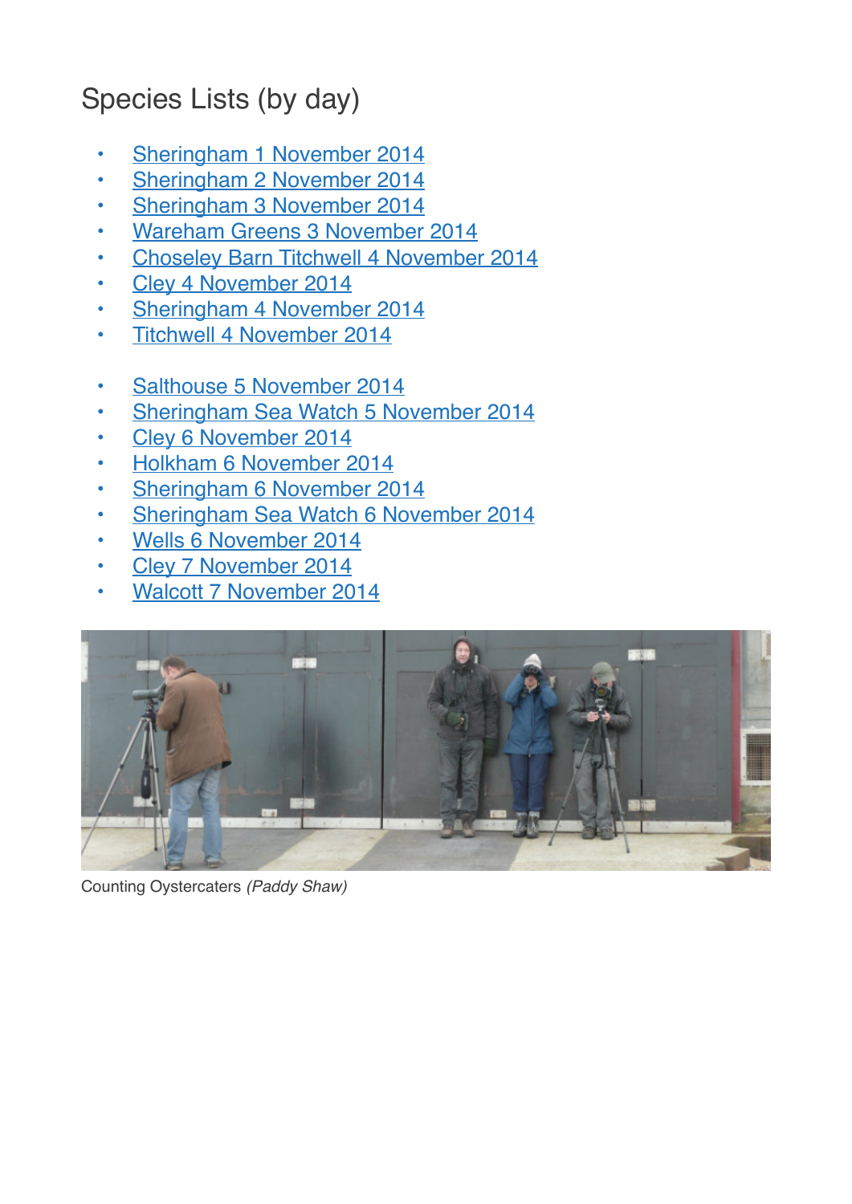## Species Lists (by day)

- Sheringham 1 November 2014
- Sheringham 2 November 2014
- Sheringham 3 November 2014
- Wareham Greens 3 November 2014
- Choseley Barn Titchwell 4 November 2014
- Cley 4 November 2014
- Sheringham 4 November 2014
- Titchwell 4 November 2014

- Salthouse 5 November 2014
- Sheringham Sea Watch 5 November 2014
- Cley 6 November 2014
- Holkham 6 November 2014
- Sheringham 6 November 2014
- Sheringham Sea Watch 6 November 2014
- Wells 6 November 2014
- Cley 7 November 2014
- Walcott 7 November 2014

Counting Oystercaters *(Paddy Shaw)*